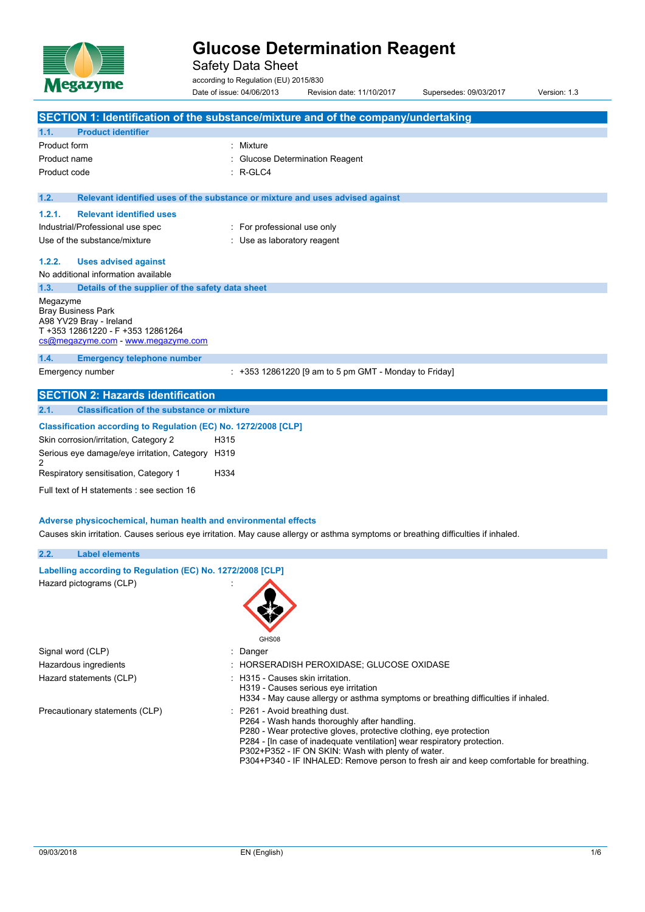# Glucose Determination Reagent

Safety Data Sheet

according to Regulation (EU) 2015/830

Date of issue: 04/06/2013 Revision date: 11/10/2017 Supersedes: 09/03/2017 Version: 1.3

## SECTION 1: Identification of the substance/mixture and of the company/undertaking

### 1.1. Product identifier

| | |
|---|---|
| Product form | : Mixture |
| Product name | : Glucose Determination Reagent |
| Product code | : R-GLC4 |

### 1.2. Relevant identified uses of the substance or mixture and uses advised against

#### 1.2.1. Relevant identified uses

| | |
|---|---|
| Industrial/Professional use spec | : For professional use only |
| Use of the substance/mixture | : Use as laboratory reagent |

#### 1.2.2. Uses advised against

No additional information available

### 1.3. Details of the supplier of the safety data sheet

Megazyme
Bray Business Park
A98 YV29 Bray - Ireland
T +353 12861220 - F +353 12861264
cs@megazyme.com - www.megazyme.com

### 1.4. Emergency telephone number

| | |
|---|---|
| Emergency number | : +353 12861220 [9 am to 5 pm GMT - Monday to Friday] |

## SECTION 2: Hazards identification

### 2.1. Classification of the substance or mixture

**Classification according to Regulation (EC) No. 1272/2008 [CLP]**

| | |
|---|---|
| Skin corrosion/irritation, Category 2 | H315 |
| Serious eye damage/eye irritation, Category 2 | H319 |
| Respiratory sensitisation, Category 1 | H334 |

Full text of H statements : see section 16

**Adverse physicochemical, human health and environmental effects**

Causes skin irritation. Causes serious eye irritation. May cause allergy or asthma symptoms or breathing difficulties if inhaled.

### 2.2. Label elements

**Labelling according to Regulation (EC) No. 1272/2008 [CLP]**

Hazard pictograms (CLP) :

GHS08

| | |
|---|---|
| Signal word (CLP) | : Danger |
| Hazardous ingredients | : HORSERADISH PEROXIDASE; GLUCOSE OXIDASE |
| Hazard statements (CLP) | : H315 - Causes skin irritation.<br>H319 - Causes serious eye irritation<br>H334 - May cause allergy or asthma symptoms or breathing difficulties if inhaled. |
| Precautionary statements (CLP) | : P261 - Avoid breathing dust.<br>P264 - Wash hands thoroughly after handling.<br>P280 - Wear protective gloves, protective clothing, eye protection<br>P284 - [In case of inadequate ventilation] wear respiratory protection.<br>P302+P352 - IF ON SKIN: Wash with plenty of water.<br>P304+P340 - IF INHALED: Remove person to fresh air and keep comfortable for breathing. |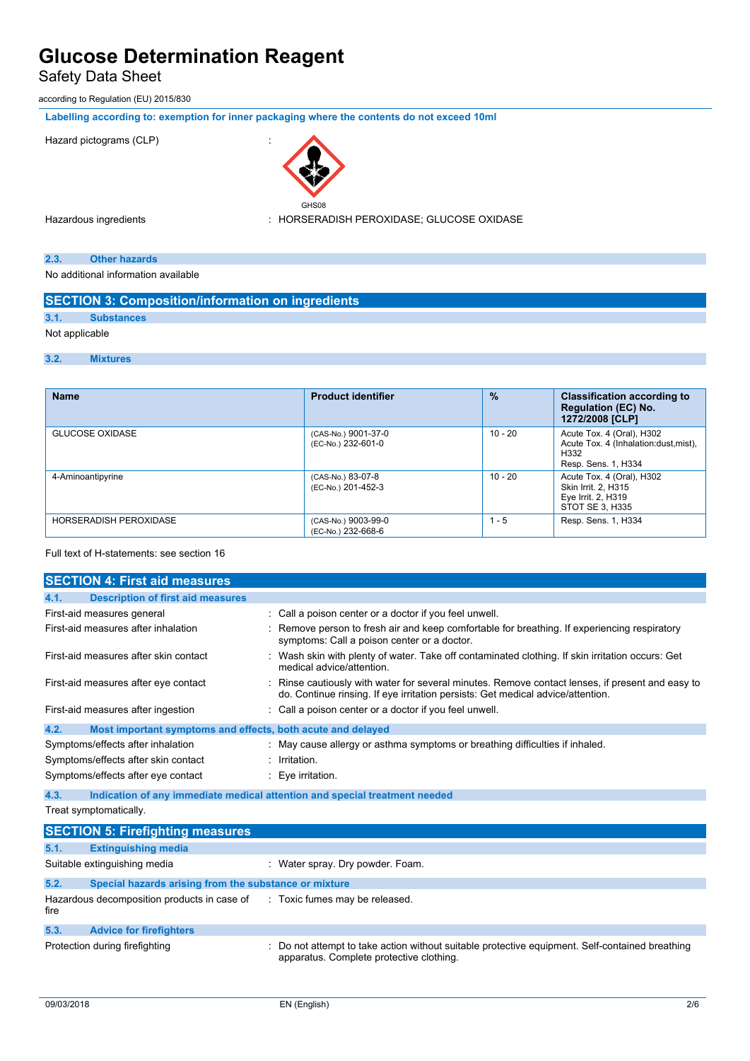Labelling according to: exemption for inner packaging where the contents do not exceed 10ml

Hazard pictograms (CLP) :

GHS08

Hazardous ingredients : HORSERADISH PEROXIDASE; GLUCOSE OXIDASE

### 2.3. Other hazards

No additional information available

## SECTION 3: Composition/information on ingredients

### 3.1. Substances

Not applicable

### 3.2. Mixtures

| Name | Product identifier | % | Classification according to Regulation (EC) No. 1272/2008 [CLP] |
|---|---|---|---|
| GLUCOSE OXIDASE | (CAS-No.) 9001-37-0<br>(EC-No.) 232-601-0 | 10 - 20 | Acute Tox. 4 (Oral), H302<br>Acute Tox. 4 (Inhalation:dust,mist), H332<br>Resp. Sens. 1, H334 |
| 4-Aminoantipyrine | (CAS-No.) 83-07-8<br>(EC-No.) 201-452-3 | 10 - 20 | Acute Tox. 4 (Oral), H302<br>Skin Irrit. 2, H315<br>Eye Irrit. 2, H319<br>STOT SE 3, H335 |
| HORSERADISH PEROXIDASE | (CAS-No.) 9003-99-0<br>(EC-No.) 232-668-6 | 1 - 5 | Resp. Sens. 1, H334 |

Full text of H-statements: see section 16

## SECTION 4: First aid measures

### 4.1. Description of first aid measures

First-aid measures general : Call a poison center or a doctor if you feel unwell.

First-aid measures after inhalation : Remove person to fresh air and keep comfortable for breathing. If experiencing respiratory symptoms: Call a poison center or a doctor.

First-aid measures after skin contact : Wash skin with plenty of water. Take off contaminated clothing. If skin irritation occurs: Get medical advice/attention.

First-aid measures after eye contact : Rinse cautiously with water for several minutes. Remove contact lenses, if present and easy to do. Continue rinsing. If eye irritation persists: Get medical advice/attention.

First-aid measures after ingestion : Call a poison center or a doctor if you feel unwell.

### 4.2. Most important symptoms and effects, both acute and delayed

Symptoms/effects after inhalation : May cause allergy or asthma symptoms or breathing difficulties if inhaled.

Symptoms/effects after skin contact : Irritation.

Symptoms/effects after eye contact : Eye irritation.

### 4.3. Indication of any immediate medical attention and special treatment needed

Treat symptomatically.

## SECTION 5: Firefighting measures

### 5.1. Extinguishing media

Suitable extinguishing media : Water spray. Dry powder. Foam.

### 5.2. Special hazards arising from the substance or mixture

Hazardous decomposition products in case of fire : Toxic fumes may be released.

### 5.3. Advice for firefighters

Protection during firefighting : Do not attempt to take action without suitable protective equipment. Self-contained breathing apparatus. Complete protective clothing.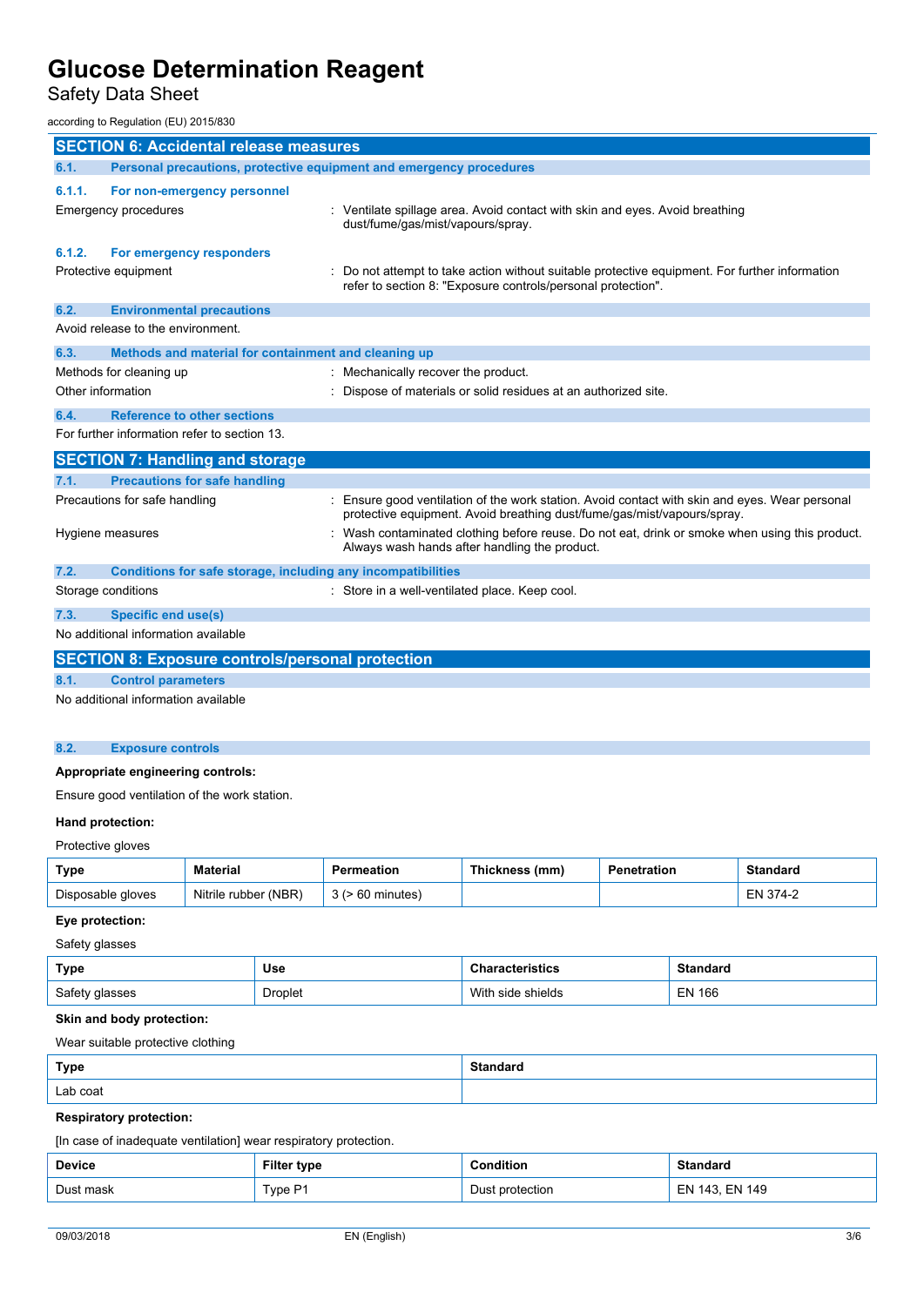## SECTION 6: Accidental release measures

### 6.1. Personal precautions, protective equipment and emergency procedures

#### 6.1.1. For non-emergency personnel

Emergency procedures : Ventilate spillage area. Avoid contact with skin and eyes. Avoid breathing dust/fume/gas/mist/vapours/spray.

#### 6.1.2. For emergency responders

Protective equipment : Do not attempt to take action without suitable protective equipment. For further information refer to section 8: "Exposure controls/personal protection".

### 6.2. Environmental precautions

Avoid release to the environment.

### 6.3. Methods and material for containment and cleaning up

Methods for cleaning up : Mechanically recover the product.

Other information : Dispose of materials or solid residues at an authorized site.

### 6.4. Reference to other sections

For further information refer to section 13.

## SECTION 7: Handling and storage

### 7.1. Precautions for safe handling

Precautions for safe handling : Ensure good ventilation of the work station. Avoid contact with skin and eyes. Wear personal protective equipment. Avoid breathing dust/fume/gas/mist/vapours/spray.

Hygiene measures : Wash contaminated clothing before reuse. Do not eat, drink or smoke when using this product. Always wash hands after handling the product.

### 7.2. Conditions for safe storage, including any incompatibilities

Storage conditions : Store in a well-ventilated place. Keep cool.

### 7.3. Specific end use(s)

No additional information available

## SECTION 8: Exposure controls/personal protection

### 8.1. Control parameters

No additional information available

### 8.2. Exposure controls

**Appropriate engineering controls:**

Ensure good ventilation of the work station.

**Hand protection:**

Protective gloves

| Type | Material | Permeation | Thickness (mm) | Penetration | Standard |
|---|---|---|---|---|---|
| Disposable gloves | Nitrile rubber (NBR) | 3 (> 60 minutes) | | | EN 374-2 |

**Eye protection:**

Safety glasses

| Type | Use | Characteristics | Standard |
|---|---|---|---|
| Safety glasses | Droplet | With side shields | EN 166 |

**Skin and body protection:**

Wear suitable protective clothing

| Type | Standard |
|---|---|
| Lab coat | |

**Respiratory protection:**

[In case of inadequate ventilation] wear respiratory protection.

| Device | Filter type | Condition | Standard |
|---|---|---|---|
| Dust mask | Type P1 | Dust protection | EN 143, EN 149 |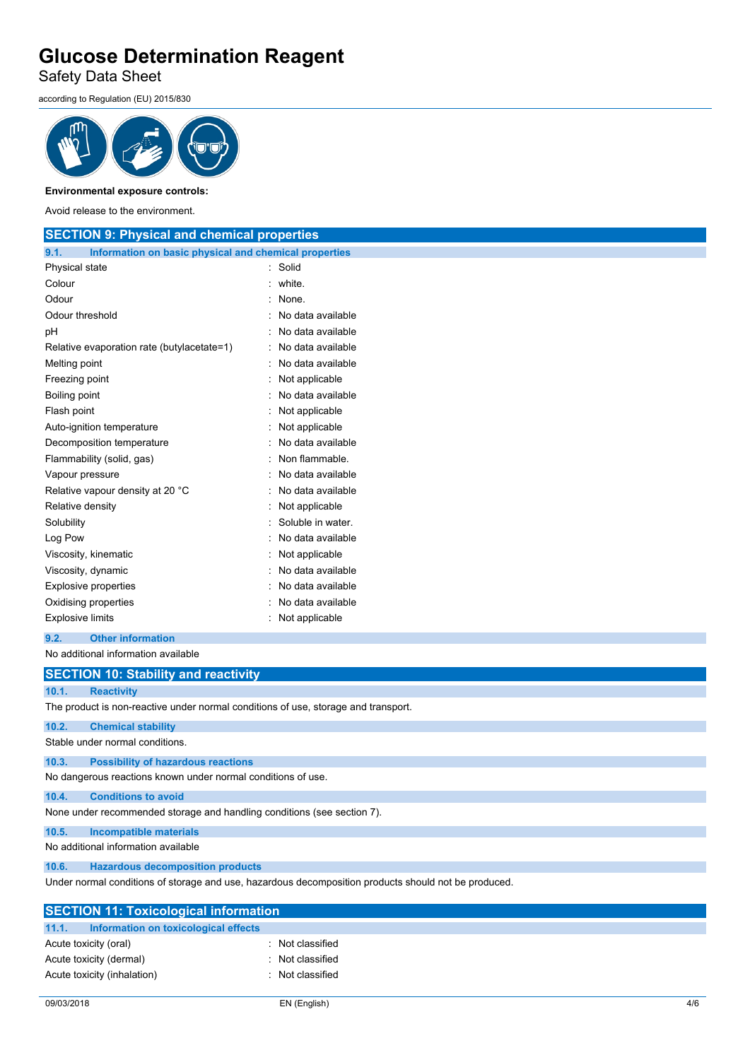**Environmental exposure controls:**

Avoid release to the environment.

## SECTION 9: Physical and chemical properties

### 9.1. Information on basic physical and chemical properties

| | |
|---|---|
| Physical state | : Solid |
| Colour | : white. |
| Odour | : None. |
| Odour threshold | : No data available |
| pH | : No data available |
| Relative evaporation rate (butylacetate=1) | : No data available |
| Melting point | : No data available |
| Freezing point | : Not applicable |
| Boiling point | : No data available |
| Flash point | : Not applicable |
| Auto-ignition temperature | : Not applicable |
| Decomposition temperature | : No data available |
| Flammability (solid, gas) | : Non flammable. |
| Vapour pressure | : No data available |
| Relative vapour density at 20 °C | : No data available |
| Relative density | : Not applicable |
| Solubility | : Soluble in water. |
| Log Pow | : No data available |
| Viscosity, kinematic | : Not applicable |
| Viscosity, dynamic | : No data available |
| Explosive properties | : No data available |
| Oxidising properties | : No data available |
| Explosive limits | : Not applicable |

### 9.2. Other information

No additional information available

## SECTION 10: Stability and reactivity

### 10.1. Reactivity

The product is non-reactive under normal conditions of use, storage and transport.

### 10.2. Chemical stability

Stable under normal conditions.

### 10.3. Possibility of hazardous reactions

No dangerous reactions known under normal conditions of use.

### 10.4. Conditions to avoid

None under recommended storage and handling conditions (see section 7).

### 10.5. Incompatible materials

No additional information available

### 10.6. Hazardous decomposition products

Under normal conditions of storage and use, hazardous decomposition products should not be produced.

## SECTION 11: Toxicological information

### 11.1. Information on toxicological effects

| | |
|---|---|
| Acute toxicity (oral) | : Not classified |
| Acute toxicity (dermal) | : Not classified |
| Acute toxicity (inhalation) | : Not classified |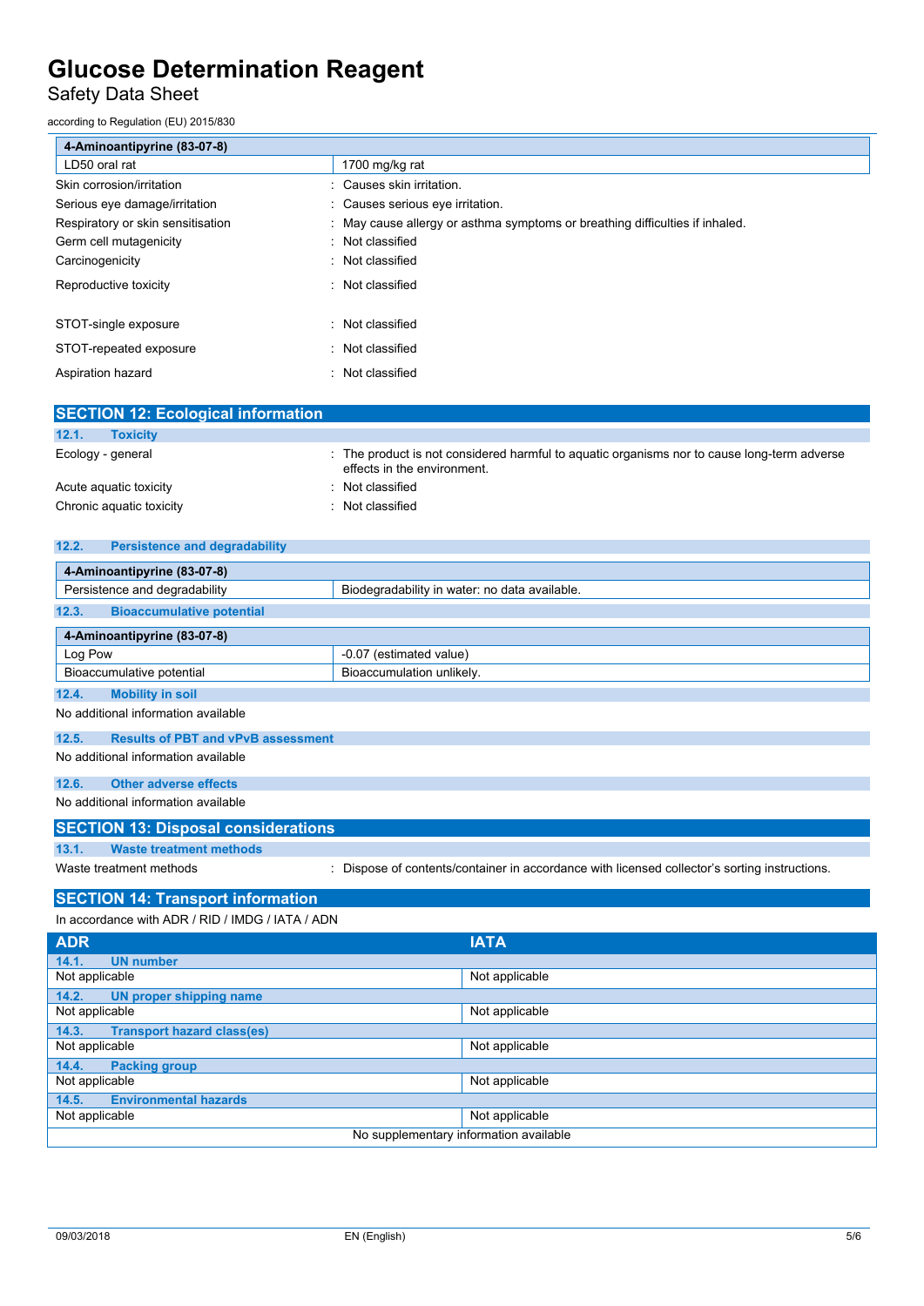| 4-Aminoantipyrine (83-07-8) | |
|---|---|
| LD50 oral rat | 1700 mg/kg rat |

Skin corrosion/irritation : Causes skin irritation.

Serious eye damage/irritation : Causes serious eye irritation.

Respiratory or skin sensitisation : May cause allergy or asthma symptoms or breathing difficulties if inhaled.

Germ cell mutagenicity : Not classified

Carcinogenicity : Not classified

Reproductive toxicity : Not classified

STOT-single exposure : Not classified

STOT-repeated exposure : Not classified

Aspiration hazard : Not classified

## SECTION 12: Ecological information

### 12.1. Toxicity

Ecology - general : The product is not considered harmful to aquatic organisms nor to cause long-term adverse effects in the environment.

Acute aquatic toxicity : Not classified

Chronic aquatic toxicity : Not classified

### 12.2. Persistence and degradability

| 4-Aminoantipyrine (83-07-8) | |
|---|---|
| Persistence and degradability | Biodegradability in water: no data available. |

### 12.3. Bioaccumulative potential

| 4-Aminoantipyrine (83-07-8) | |
|---|---|
| Log Pow | -0.07 (estimated value) |
| Bioaccumulative potential | Bioaccumulation unlikely. |

### 12.4. Mobility in soil

No additional information available

### 12.5. Results of PBT and vPvB assessment

No additional information available

### 12.6. Other adverse effects

No additional information available

## SECTION 13: Disposal considerations

### 13.1. Waste treatment methods

Waste treatment methods : Dispose of contents/container in accordance with licensed collector's sorting instructions.

## SECTION 14: Transport information

In accordance with ADR / RID / IMDG / IATA / ADN

| ADR | IATA |
|---|---|
| **14.1. UN number** | |
| Not applicable | Not applicable |
| **14.2. UN proper shipping name** | |
| Not applicable | Not applicable |
| **14.3. Transport hazard class(es)** | |
| Not applicable | Not applicable |
| **14.4. Packing group** | |
| Not applicable | Not applicable |
| **14.5. Environmental hazards** | |
| Not applicable | Not applicable |
| No supplementary information available | |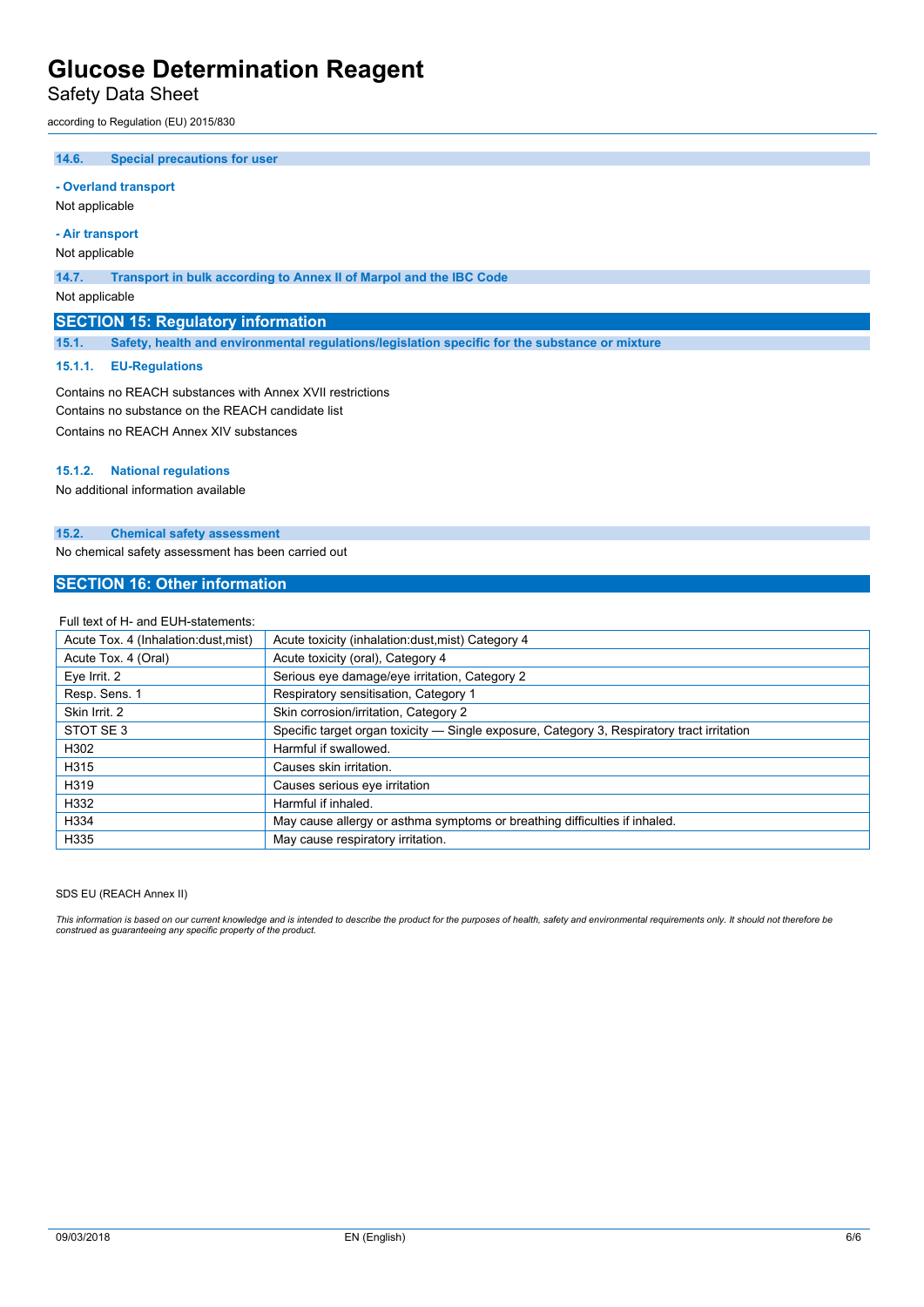### 14.6. Special precautions for user

**- Overland transport**

Not applicable

**- Air transport**

Not applicable

### 14.7. Transport in bulk according to Annex II of Marpol and the IBC Code

Not applicable

## SECTION 15: Regulatory information

### 15.1. Safety, health and environmental regulations/legislation specific for the substance or mixture

#### 15.1.1. EU-Regulations

Contains no REACH substances with Annex XVII restrictions

Contains no substance on the REACH candidate list

Contains no REACH Annex XIV substances

#### 15.1.2. National regulations

No additional information available

### 15.2. Chemical safety assessment

No chemical safety assessment has been carried out

## SECTION 16: Other information

Full text of H- and EUH-statements:

| | |
|---|---|
| Acute Tox. 4 (Inhalation:dust,mist) | Acute toxicity (inhalation:dust,mist) Category 4 |
| Acute Tox. 4 (Oral) | Acute toxicity (oral), Category 4 |
| Eye Irrit. 2 | Serious eye damage/eye irritation, Category 2 |
| Resp. Sens. 1 | Respiratory sensitisation, Category 1 |
| Skin Irrit. 2 | Skin corrosion/irritation, Category 2 |
| STOT SE 3 | Specific target organ toxicity — Single exposure, Category 3, Respiratory tract irritation |
| H302 | Harmful if swallowed. |
| H315 | Causes skin irritation. |
| H319 | Causes serious eye irritation |
| H332 | Harmful if inhaled. |
| H334 | May cause allergy or asthma symptoms or breathing difficulties if inhaled. |
| H335 | May cause respiratory irritation. |

SDS EU (REACH Annex II)

*This information is based on our current knowledge and is intended to describe the product for the purposes of health, safety and environmental requirements only. It should not therefore be construed as guaranteeing any specific property of the product.*